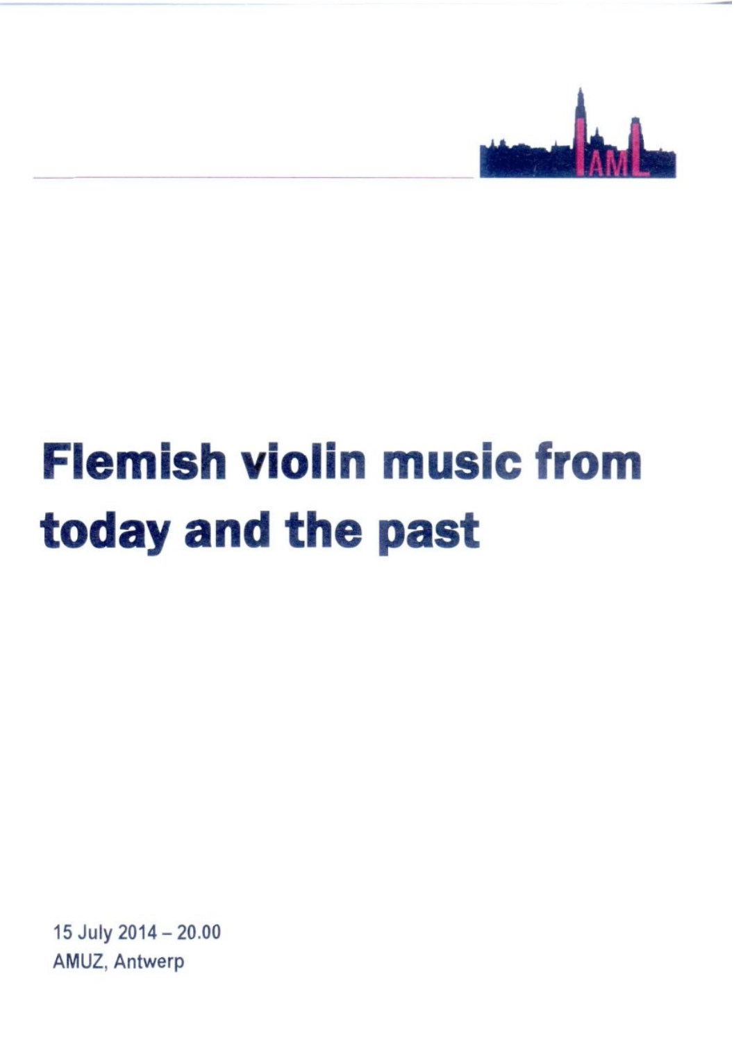IAML

# Flemish violin music from today and the past

15 July 2014 – 20.00
AMUZ, Antwerp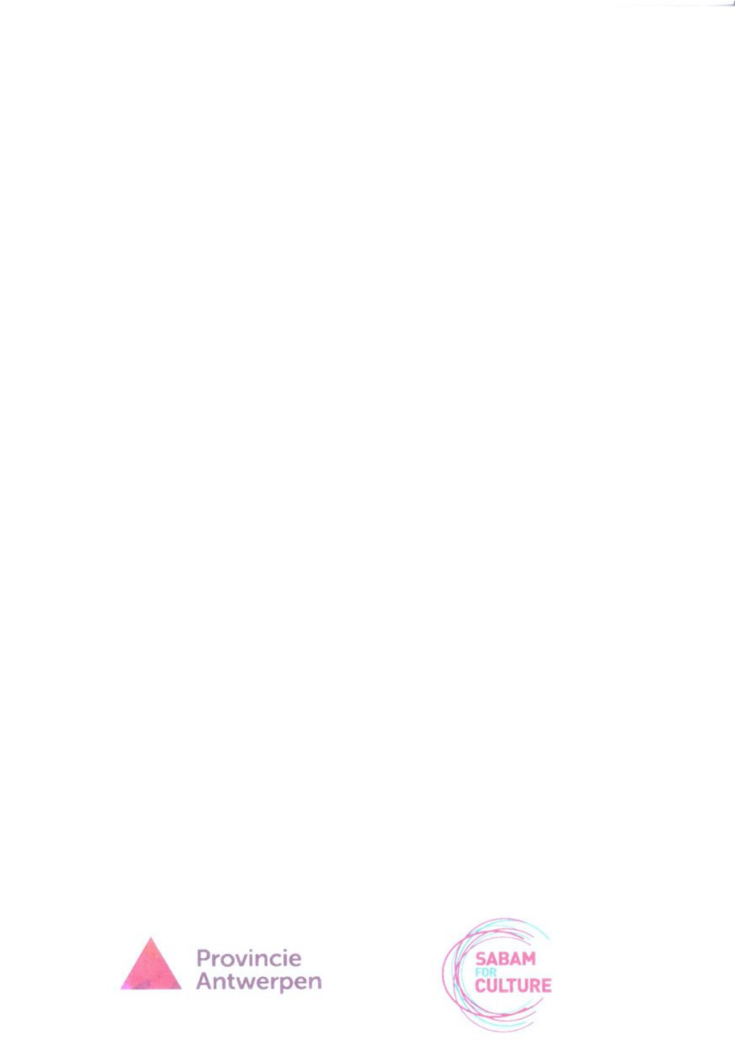Provincie Antwerpen

SABAM FOR CULTURE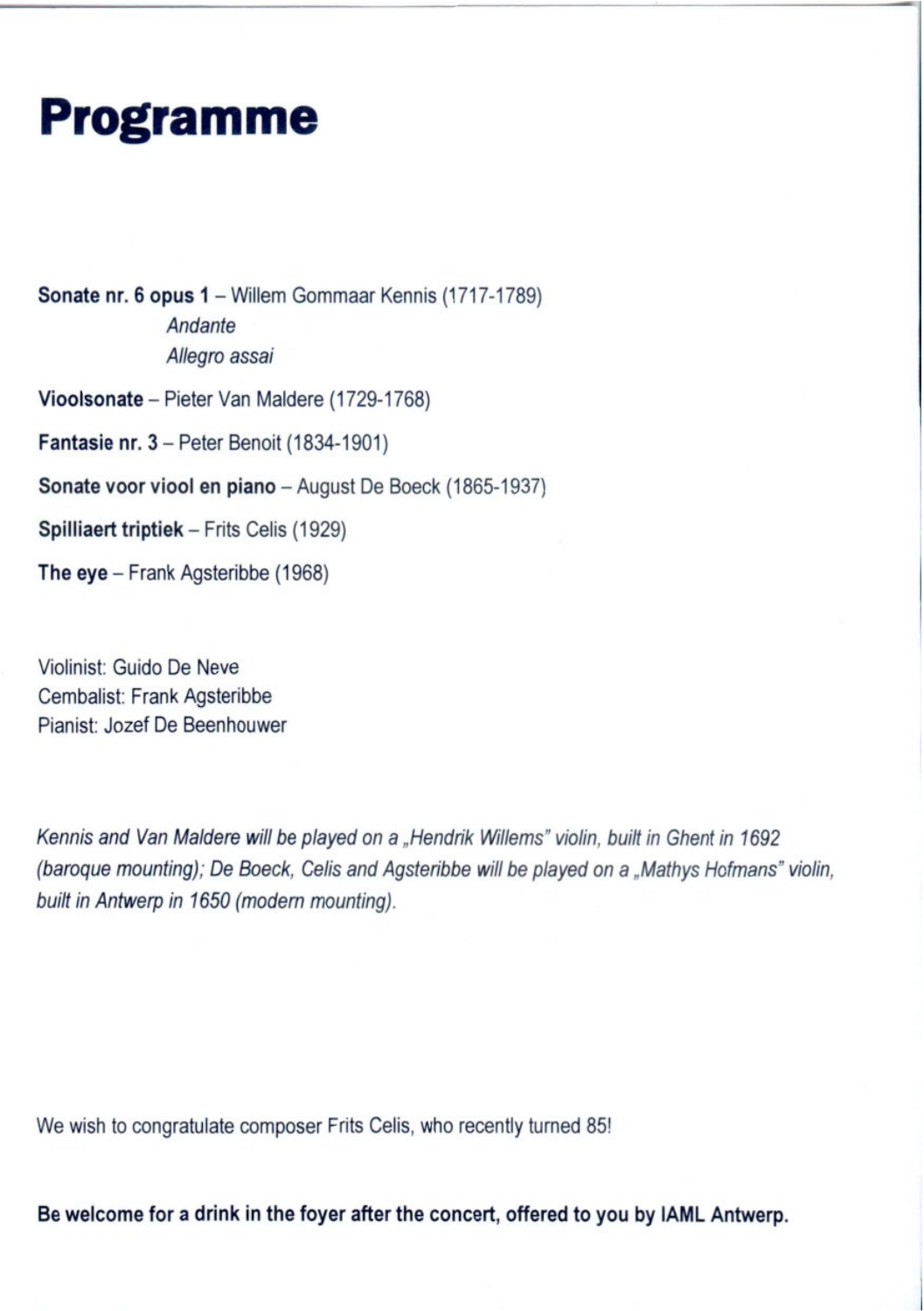# Programme

**Sonate nr. 6 opus 1** – Willem Gommaar Kennis (1717-1789)

*Andante*

*Allegro assai*

**Vioolsonate** – Pieter Van Maldere (1729-1768)

**Fantasie nr. 3** – Peter Benoit (1834-1901)

**Sonate voor viool en piano** – August De Boeck (1865-1937)

**Spilliaert triptiek** – Frits Celis (1929)

**The eye** – Frank Agsteribbe (1968)

Violinist: Guido De Neve
Cembalist: Frank Agsteribbe
Pianist: Jozef De Beenhouwer

*Kennis and Van Maldere will be played on a „Hendrik Willems" violin, built in Ghent in 1692 (baroque mounting); De Boeck, Celis and Agsteribbe will be played on a „Mathys Hofmans" violin, built in Antwerp in 1650 (modern mounting).*

We wish to congratulate composer Frits Celis, who recently turned 85!

**Be welcome for a drink in the foyer after the concert, offered to you by IAML Antwerp.**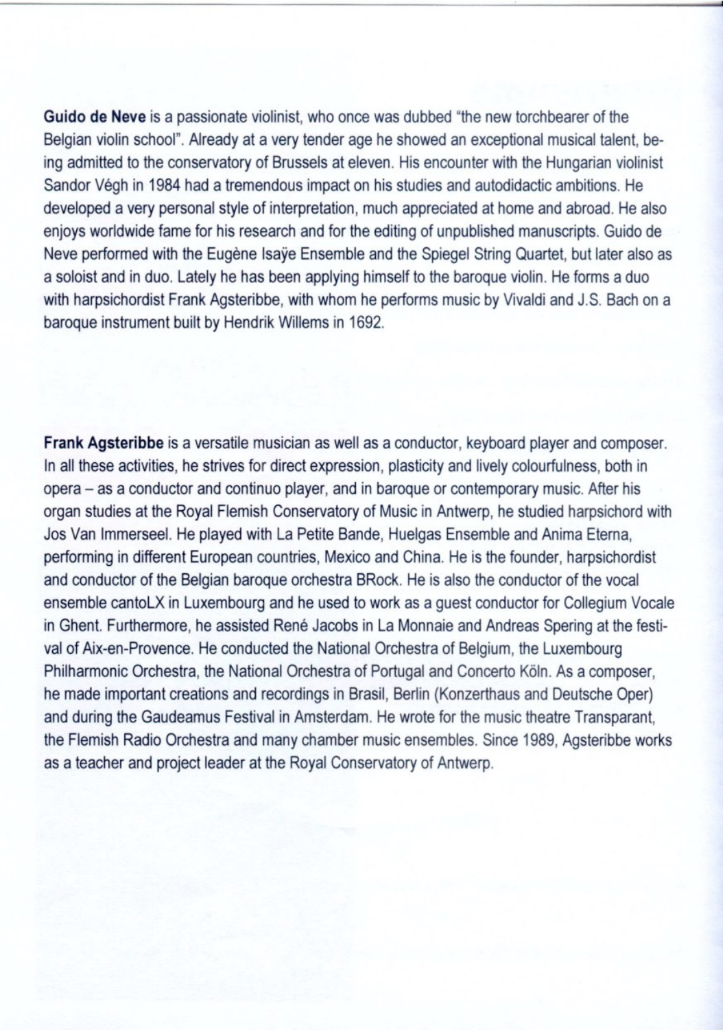**Guido de Neve** is a passionate violinist, who once was dubbed "the new torchbearer of the Belgian violin school". Already at a very tender age he showed an exceptional musical talent, being admitted to the conservatory of Brussels at eleven. His encounter with the Hungarian violinist Sandor Végh in 1984 had a tremendous impact on his studies and autodidactic ambitions. He developed a very personal style of interpretation, much appreciated at home and abroad. He also enjoys worldwide fame for his research and for the editing of unpublished manuscripts. Guido de Neve performed with the Eugène Isaÿe Ensemble and the Spiegel String Quartet, but later also as a soloist and in duo. Lately he has been applying himself to the baroque violin. He forms a duo with harpsichordist Frank Agsteribbe, with whom he performs music by Vivaldi and J.S. Bach on a baroque instrument built by Hendrik Willems in 1692.

**Frank Agsteribbe** is a versatile musician as well as a conductor, keyboard player and composer. In all these activities, he strives for direct expression, plasticity and lively colourfulness, both in opera – as a conductor and continuo player, and in baroque or contemporary music. After his organ studies at the Royal Flemish Conservatory of Music in Antwerp, he studied harpsichord with Jos Van Immerseel. He played with La Petite Bande, Huelgas Ensemble and Anima Eterna, performing in different European countries, Mexico and China. He is the founder, harpsichordist and conductor of the Belgian baroque orchestra BRock. He is also the conductor of the vocal ensemble cantoLX in Luxembourg and he used to work as a guest conductor for Collegium Vocale in Ghent. Furthermore, he assisted René Jacobs in La Monnaie and Andreas Spering at the festival of Aix-en-Provence. He conducted the National Orchestra of Belgium, the Luxembourg Philharmonic Orchestra, the National Orchestra of Portugal and Concerto Köln. As a composer, he made important creations and recordings in Brasil, Berlin (Konzerthaus and Deutsche Oper) and during the Gaudeamus Festival in Amsterdam. He wrote for the music theatre Transparant, the Flemish Radio Orchestra and many chamber music ensembles. Since 1989, Agsteribbe works as a teacher and project leader at the Royal Conservatory of Antwerp.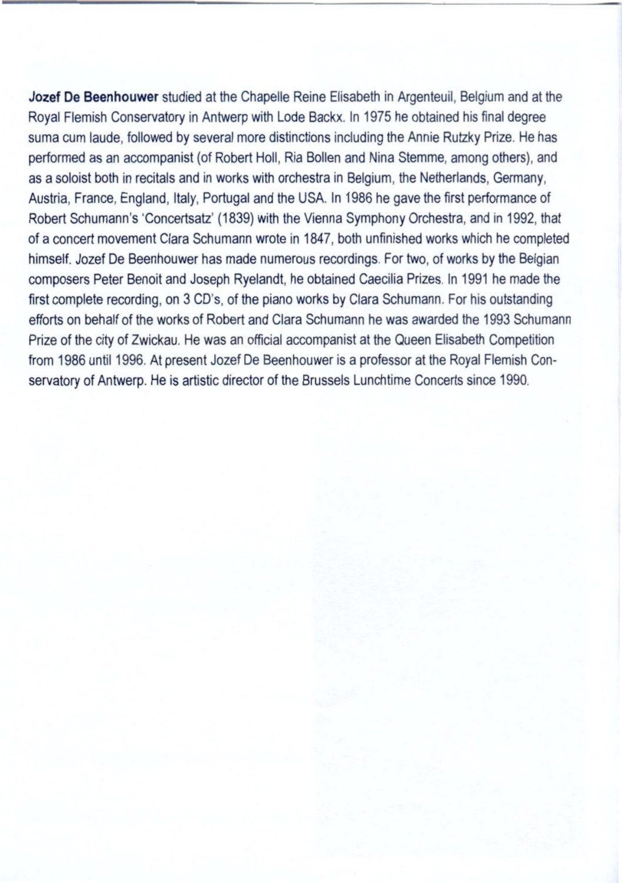**Jozef De Beenhouwer** studied at the Chapelle Reine Elisabeth in Argenteuil, Belgium and at the Royal Flemish Conservatory in Antwerp with Lode Backx. In 1975 he obtained his final degree suma cum laude, followed by several more distinctions including the Annie Rutzky Prize. He has performed as an accompanist (of Robert Holl, Ria Bollen and Nina Stemme, among others), and as a soloist both in recitals and in works with orchestra in Belgium, the Netherlands, Germany, Austria, France, England, Italy, Portugal and the USA. In 1986 he gave the first performance of Robert Schumann's 'Concertsatz' (1839) with the Vienna Symphony Orchestra, and in 1992, that of a concert movement Clara Schumann wrote in 1847, both unfinished works which he completed himself. Jozef De Beenhouwer has made numerous recordings. For two, of works by the Belgian composers Peter Benoit and Joseph Ryelandt, he obtained Caecilia Prizes. In 1991 he made the first complete recording, on 3 CD's, of the piano works by Clara Schumann. For his outstanding efforts on behalf of the works of Robert and Clara Schumann he was awarded the 1993 Schumann Prize of the city of Zwickau. He was an official accompanist at the Queen Elisabeth Competition from 1986 until 1996. At present Jozef De Beenhouwer is a professor at the Royal Flemish Conservatory of Antwerp. He is artistic director of the Brussels Lunchtime Concerts since 1990.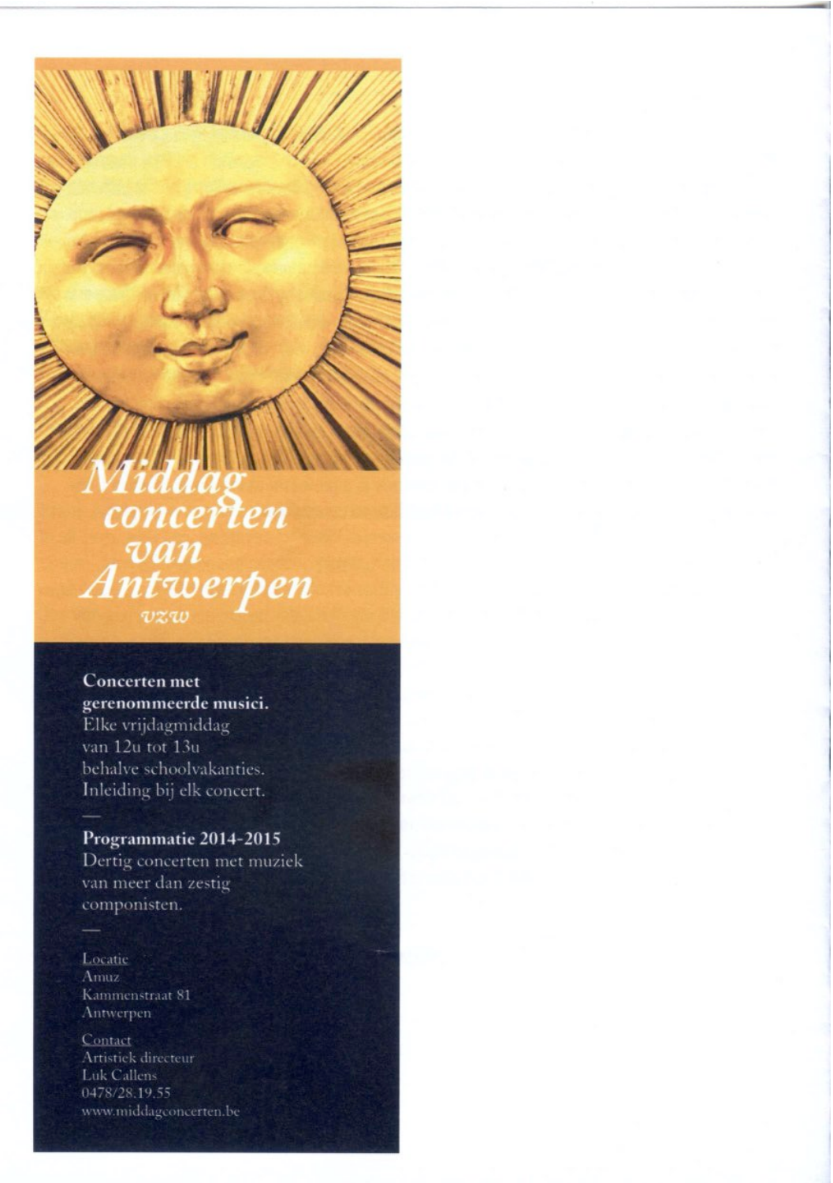# *Middag concerten van Antwerpen*

*vzw*

**Concerten met gerenommeerde musici.**

Elke vrijdagmiddag
van 12u tot 13u
behalve schoolvakanties.
Inleiding bij elk concert.

—

**Programmatie 2014-2015**

Dertig concerten met muziek van meer dan zestig componisten.

—

Locatie
Amuz
Kammenstraat 81
Antwerpen

Contact
Artistiek directeur
Luk Callens
0478/28.19.55
www.middagconcerten.be